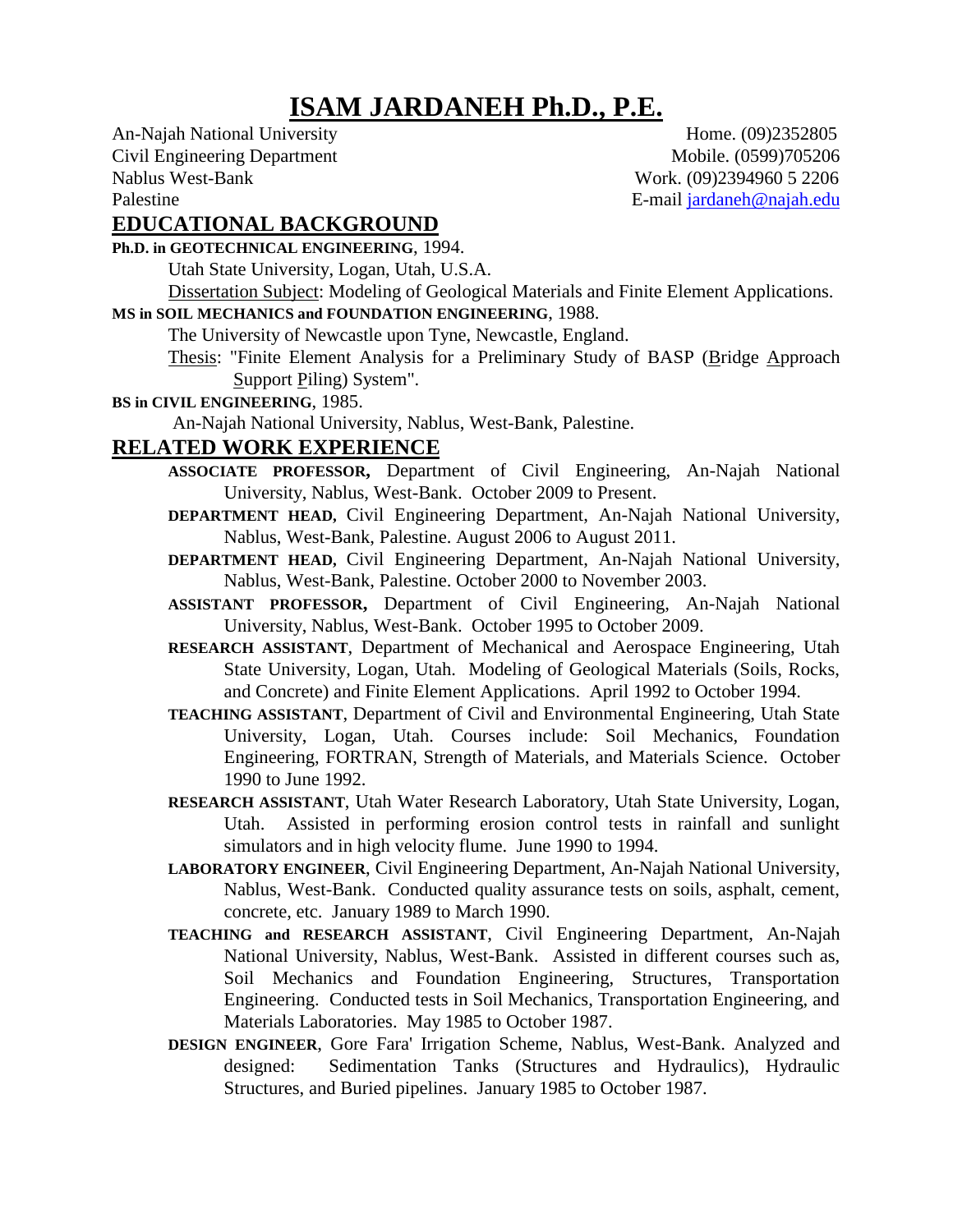# ISAM JARDANEH Ph.D., P.E.

An-Najah National University
Civil Engineering Department
Nablus West-Bank
Palestine

Home. (09)2352805
Mobile. (0599)705206
Work. (09)2394960 5 2206
E-mail jardaneh@najah.edu

## EDUCATIONAL BACKGROUND

**Ph.D. in GEOTECHNICAL ENGINEERING**, 1994.
Utah State University, Logan, Utah, U.S.A.
Dissertation Subject: Modeling of Geological Materials and Finite Element Applications.

**MS in SOIL MECHANICS and FOUNDATION ENGINEERING**, 1988.
The University of Newcastle upon Tyne, Newcastle, England.
Thesis: "Finite Element Analysis for a Preliminary Study of BASP (Bridge Approach Support Piling) System".

**BS in CIVIL ENGINEERING**, 1985.
An-Najah National University, Nablus, West-Bank, Palestine.

## RELATED WORK EXPERIENCE

**ASSOCIATE PROFESSOR,** Department of Civil Engineering, An-Najah National University, Nablus, West-Bank. October 2009 to Present.

**DEPARTMENT HEAD,** Civil Engineering Department, An-Najah National University, Nablus, West-Bank, Palestine. August 2006 to August 2011.

**DEPARTMENT HEAD,** Civil Engineering Department, An-Najah National University, Nablus, West-Bank, Palestine. October 2000 to November 2003.

**ASSISTANT PROFESSOR,** Department of Civil Engineering, An-Najah National University, Nablus, West-Bank. October 1995 to October 2009.

**RESEARCH ASSISTANT**, Department of Mechanical and Aerospace Engineering, Utah State University, Logan, Utah. Modeling of Geological Materials (Soils, Rocks, and Concrete) and Finite Element Applications. April 1992 to October 1994.

**TEACHING ASSISTANT**, Department of Civil and Environmental Engineering, Utah State University, Logan, Utah. Courses include: Soil Mechanics, Foundation Engineering, FORTRAN, Strength of Materials, and Materials Science. October 1990 to June 1992.

**RESEARCH ASSISTANT**, Utah Water Research Laboratory, Utah State University, Logan, Utah. Assisted in performing erosion control tests in rainfall and sunlight simulators and in high velocity flume. June 1990 to 1994.

**LABORATORY ENGINEER**, Civil Engineering Department, An-Najah National University, Nablus, West-Bank. Conducted quality assurance tests on soils, asphalt, cement, concrete, etc. January 1989 to March 1990.

**TEACHING and RESEARCH ASSISTANT**, Civil Engineering Department, An-Najah National University, Nablus, West-Bank. Assisted in different courses such as, Soil Mechanics and Foundation Engineering, Structures, Transportation Engineering. Conducted tests in Soil Mechanics, Transportation Engineering, and Materials Laboratories. May 1985 to October 1987.

**DESIGN ENGINEER**, Gore Fara' Irrigation Scheme, Nablus, West-Bank. Analyzed and designed: Sedimentation Tanks (Structures and Hydraulics), Hydraulic Structures, and Buried pipelines. January 1985 to October 1987.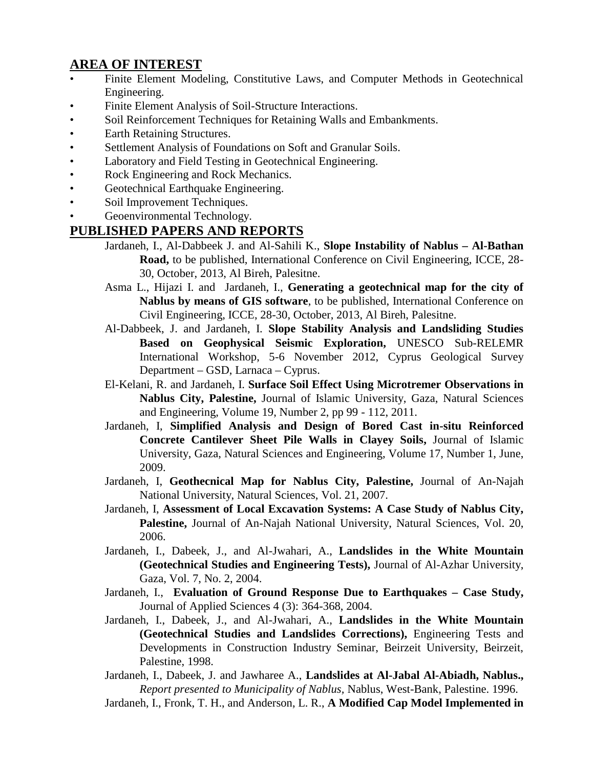## AREA OF INTEREST

- Finite Element Modeling, Constitutive Laws, and Computer Methods in Geotechnical Engineering.
- Finite Element Analysis of Soil-Structure Interactions.
- Soil Reinforcement Techniques for Retaining Walls and Embankments.
- Earth Retaining Structures.
- Settlement Analysis of Foundations on Soft and Granular Soils.
- Laboratory and Field Testing in Geotechnical Engineering.
- Rock Engineering and Rock Mechanics.
- Geotechnical Earthquake Engineering.
- Soil Improvement Techniques.
- Geoenvironmental Technology.

## PUBLISHED PAPERS AND REPORTS

Jardaneh, I., Al-Dabbeek J. and Al-Sahili K., **Slope Instability of Nablus – Al-Bathan Road,** to be published, International Conference on Civil Engineering, ICCE, 28-30, October, 2013, Al Bireh, Palesitne.

Asma L., Hijazi I. and Jardaneh, I., **Generating a geotechnical map for the city of Nablus by means of GIS software**, to be published, International Conference on Civil Engineering, ICCE, 28-30, October, 2013, Al Bireh, Palesitne.

Al-Dabbeek, J. and Jardaneh, I. **Slope Stability Analysis and Landsliding Studies Based on Geophysical Seismic Exploration,** UNESCO Sub-RELEMR International Workshop, 5-6 November 2012, Cyprus Geological Survey Department – GSD, Larnaca – Cyprus.

El-Kelani, R. and Jardaneh, I. **Surface Soil Effect Using Microtremer Observations in Nablus City, Palestine,** Journal of Islamic University, Gaza, Natural Sciences and Engineering, Volume 19, Number 2, pp 99 - 112, 2011.

Jardaneh, I, **Simplified Analysis and Design of Bored Cast in-situ Reinforced Concrete Cantilever Sheet Pile Walls in Clayey Soils,** Journal of Islamic University, Gaza, Natural Sciences and Engineering, Volume 17, Number 1, June, 2009.

Jardaneh, I, **Geothecnical Map for Nablus City, Palestine,** Journal of An-Najah National University, Natural Sciences, Vol. 21, 2007.

Jardaneh, I, **Assessment of Local Excavation Systems: A Case Study of Nablus City, Palestine,** Journal of An-Najah National University, Natural Sciences, Vol. 20, 2006.

Jardaneh, I., Dabeek, J., and Al-Jwahari, A., **Landslides in the White Mountain (Geotechnical Studies and Engineering Tests),** Journal of Al-Azhar University, Gaza, Vol. 7, No. 2, 2004.

Jardaneh, I., **Evaluation of Ground Response Due to Earthquakes – Case Study,** Journal of Applied Sciences 4 (3): 364-368, 2004.

Jardaneh, I., Dabeek, J., and Al-Jwahari, A., **Landslides in the White Mountain (Geotechnical Studies and Landslides Corrections),** Engineering Tests and Developments in Construction Industry Seminar, Beirzeit University, Beirzeit, Palestine, 1998.

Jardaneh, I., Dabeek, J. and Jawharee A., **Landslides at Al-Jabal Al-Abiadh, Nablus.,** *Report presented to Municipality of Nablus*, Nablus, West-Bank, Palestine. 1996.

Jardaneh, I., Fronk, T. H., and Anderson, L. R., **A Modified Cap Model Implemented in**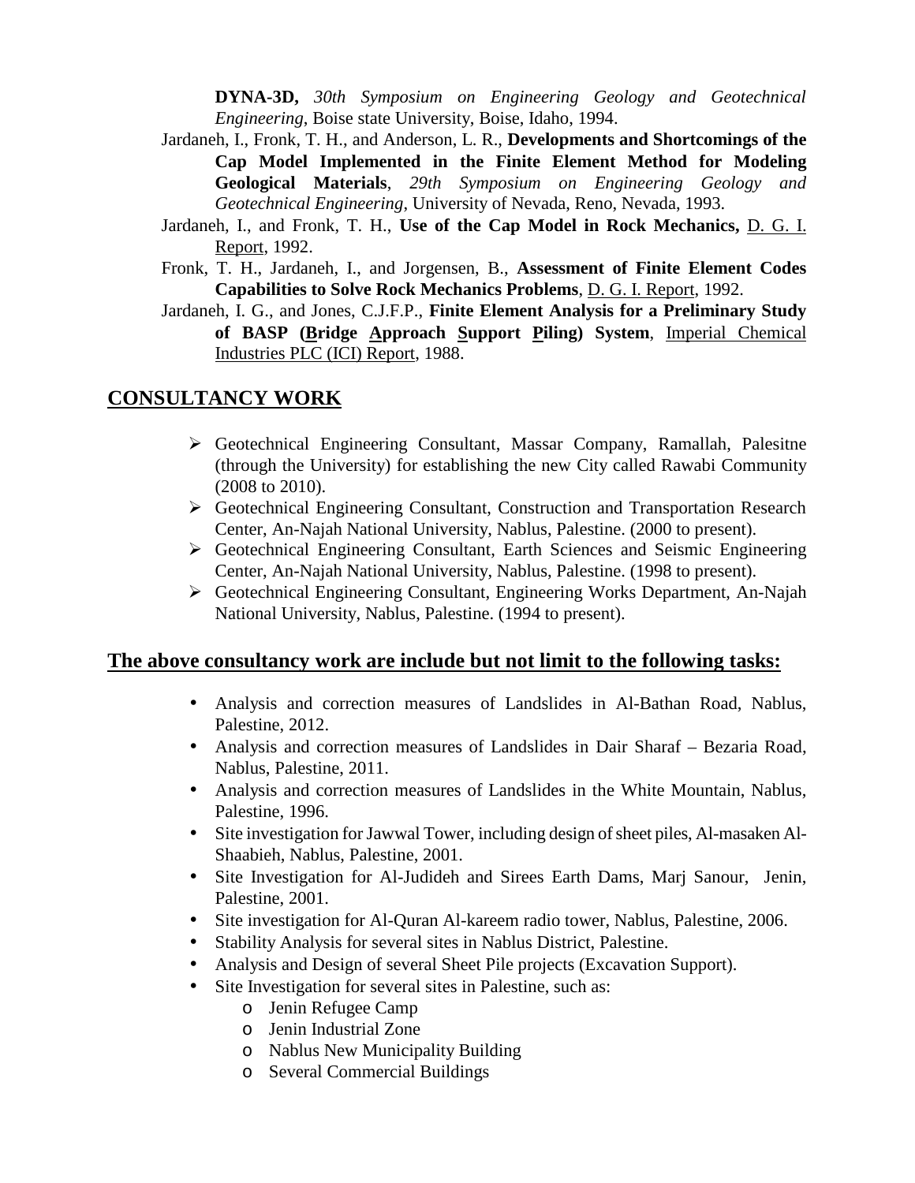**DYNA-3D,** *30th Symposium on Engineering Geology and Geotechnical Engineering*, Boise state University, Boise, Idaho, 1994.

Jardaneh, I., Fronk, T. H., and Anderson, L. R., **Developments and Shortcomings of the Cap Model Implemented in the Finite Element Method for Modeling Geological Materials**, *29th Symposium on Engineering Geology and Geotechnical Engineering*, University of Nevada, Reno, Nevada, 1993.

Jardaneh, I., and Fronk, T. H., **Use of the Cap Model in Rock Mechanics,** D. G. I. Report, 1992.

Fronk, T. H., Jardaneh, I., and Jorgensen, B., **Assessment of Finite Element Codes Capabilities to Solve Rock Mechanics Problems**, D. G. I. Report, 1992.

Jardaneh, I. G., and Jones, C.J.F.P., **Finite Element Analysis for a Preliminary Study of BASP (Bridge Approach Support Piling) System**, Imperial Chemical Industries PLC (ICI) Report, 1988.

## CONSULTANCY WORK

- Geotechnical Engineering Consultant, Massar Company, Ramallah, Palesitne (through the University) for establishing the new City called Rawabi Community (2008 to 2010).
- Geotechnical Engineering Consultant, Construction and Transportation Research Center, An-Najah National University, Nablus, Palestine. (2000 to present).
- Geotechnical Engineering Consultant, Earth Sciences and Seismic Engineering Center, An-Najah National University, Nablus, Palestine. (1998 to present).
- Geotechnical Engineering Consultant, Engineering Works Department, An-Najah National University, Nablus, Palestine. (1994 to present).

## The above consultancy work are include but not limit to the following tasks:

- Analysis and correction measures of Landslides in Al-Bathan Road, Nablus, Palestine, 2012.
- Analysis and correction measures of Landslides in Dair Sharaf – Bezaria Road, Nablus, Palestine, 2011.
- Analysis and correction measures of Landslides in the White Mountain, Nablus, Palestine, 1996.
- Site investigation for Jawwal Tower, including design of sheet piles, Al-masaken Al-Shaabieh, Nablus, Palestine, 2001.
- Site Investigation for Al-Judideh and Sirees Earth Dams, Marj Sanour, Jenin, Palestine, 2001.
- Site investigation for Al-Quran Al-kareem radio tower, Nablus, Palestine, 2006.
- Stability Analysis for several sites in Nablus District, Palestine.
- Analysis and Design of several Sheet Pile projects (Excavation Support).
- Site Investigation for several sites in Palestine, such as:
  - Jenin Refugee Camp
  - Jenin Industrial Zone
  - Nablus New Municipality Building
  - Several Commercial Buildings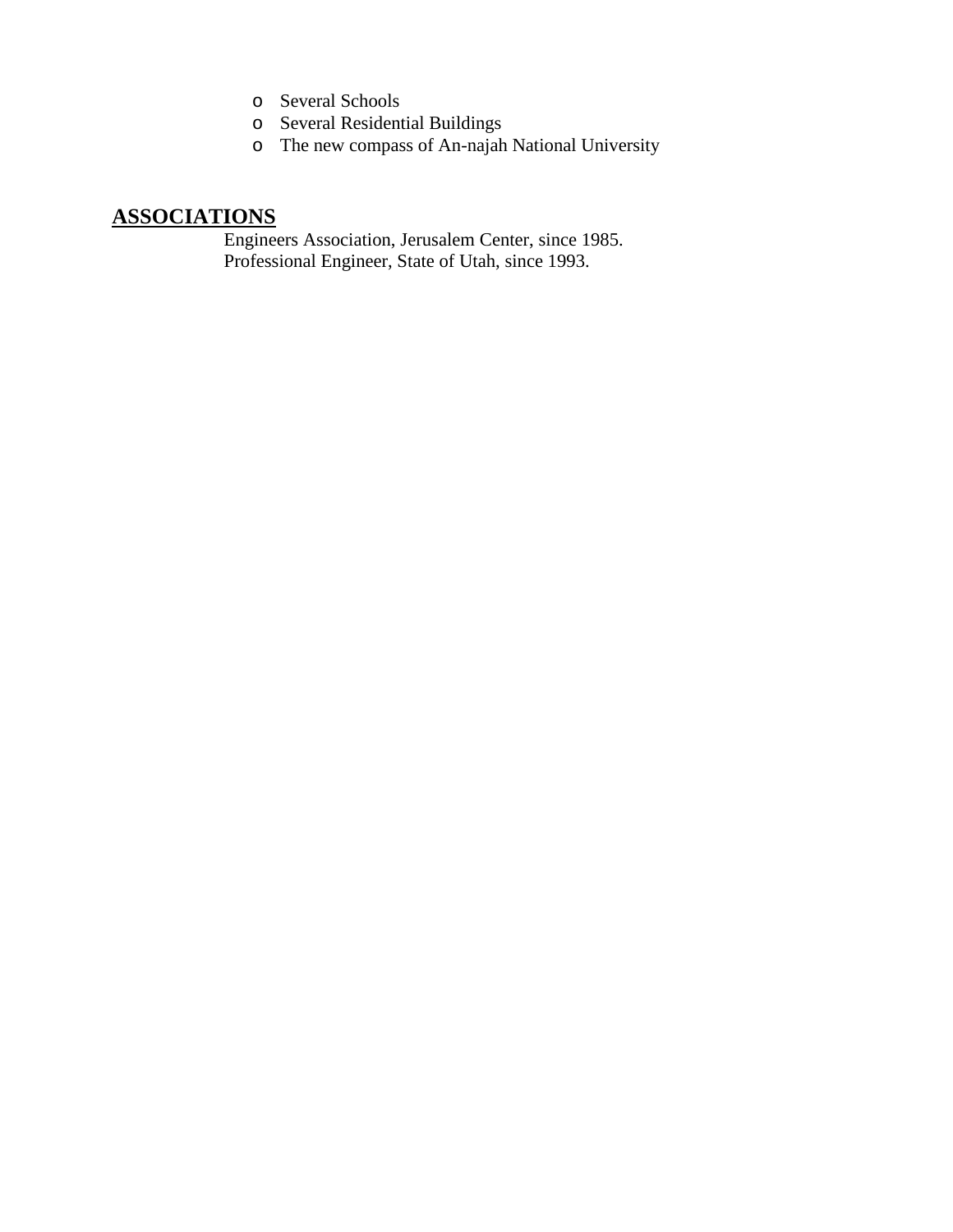- Several Schools
  - Several Residential Buildings
  - The new compass of An-najah National University

## ASSOCIATIONS

Engineers Association, Jerusalem Center, since 1985.
Professional Engineer, State of Utah, since 1993.